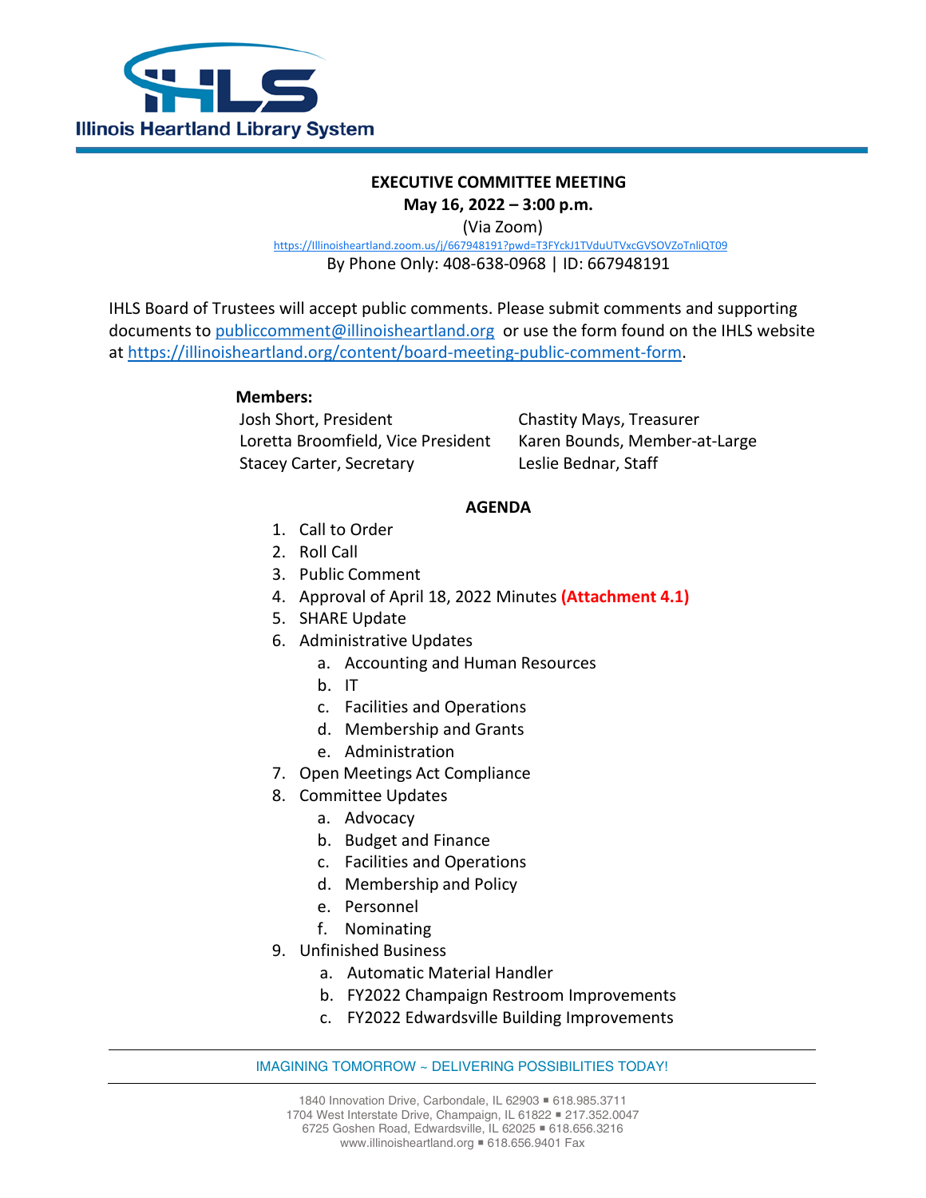**Illinois Heartland Library System**

**EXECUTIVE COMMITTEE MEETING**
**May 16, 2022 – 3:00 p.m.**
(Via Zoom)
https://Illinoisheartland.zoom.us/j/667948191?pwd=T3FYckJ1TVduUTVxcGVSOVZoTnliQT09
By Phone Only: 408-638-0968 | ID: 667948191

IHLS Board of Trustees will accept public comments. Please submit comments and supporting documents to publiccomment@illinoisheartland.org or use the form found on the IHLS website at https://illinoisheartland.org/content/board-meeting-public-comment-form.

**Members:**

Josh Short, President
Loretta Broomfield, Vice President
Stacey Carter, Secretary
Chastity Mays, Treasurer
Karen Bounds, Member-at-Large
Leslie Bednar, Staff

**AGENDA**

1. Call to Order
2. Roll Call
3. Public Comment
4. Approval of April 18, 2022 Minutes **(Attachment 4.1)**
5. SHARE Update
6. Administrative Updates
   a. Accounting and Human Resources
   b. IT
   c. Facilities and Operations
   d. Membership and Grants
   e. Administration
7. Open Meetings Act Compliance
8. Committee Updates
   a. Advocacy
   b. Budget and Finance
   c. Facilities and Operations
   d. Membership and Policy
   e. Personnel
   f. Nominating
9. Unfinished Business
   a. Automatic Material Handler
   b. FY2022 Champaign Restroom Improvements
   c. FY2022 Edwardsville Building Improvements

IMAGINING TOMORROW ~ DELIVERING POSSIBILITIES TODAY!

1840 Innovation Drive, Carbondale, IL 62903 ▪ 618.985.3711
1704 West Interstate Drive, Champaign, IL 61822 ▪ 217.352.0047
6725 Goshen Road, Edwardsville, IL 62025 ▪ 618.656.3216
www.illinoisheartland.org ▪ 618.656.9401 Fax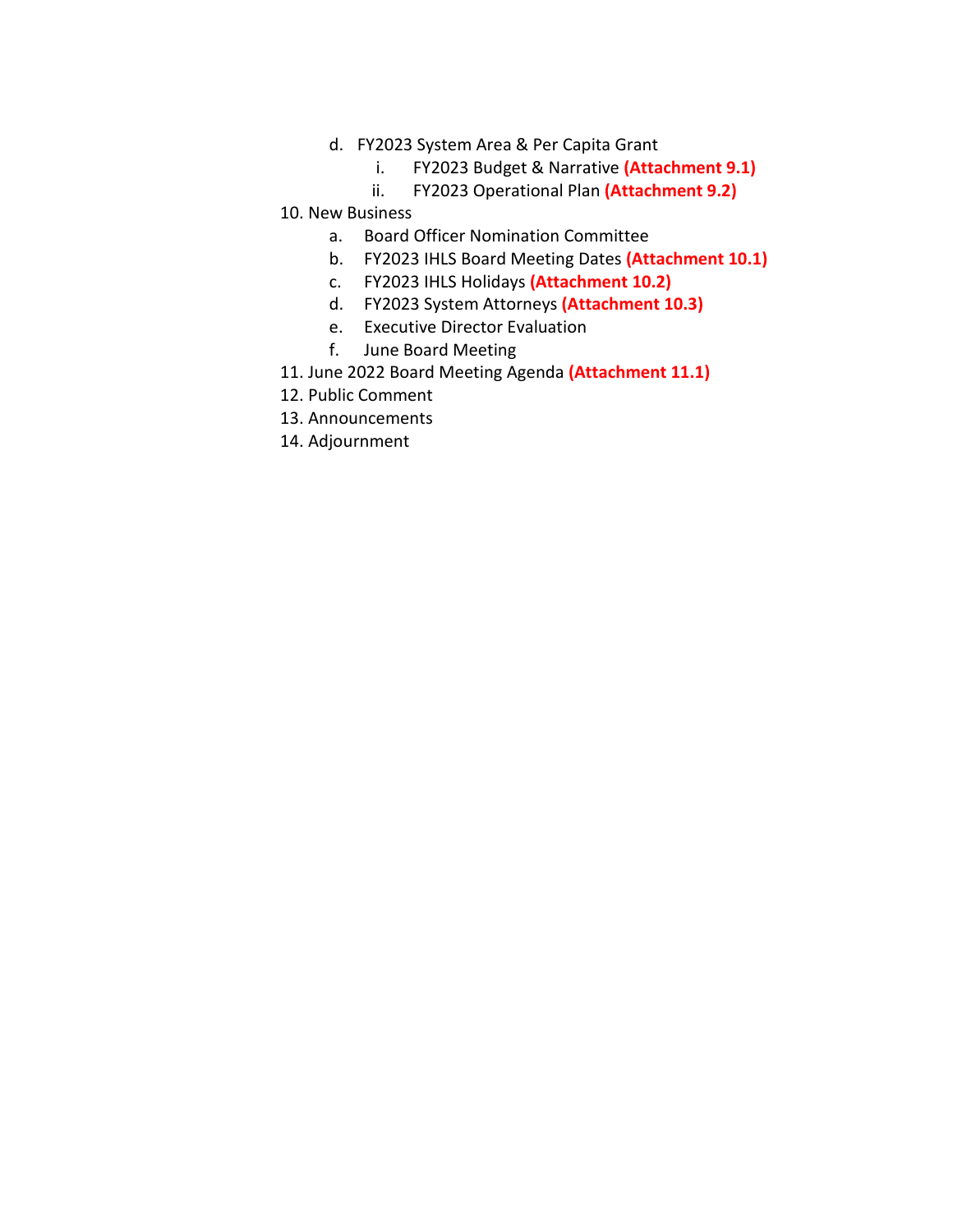d. FY2023 System Area & Per Capita Grant
      i. FY2023 Budget & Narrative **(Attachment 9.1)**
      ii. FY2023 Operational Plan **(Attachment 9.2)**

10. New Business
    a. Board Officer Nomination Committee
    b. FY2023 IHLS Board Meeting Dates **(Attachment 10.1)**
    c. FY2023 IHLS Holidays **(Attachment 10.2)**
    d. FY2023 System Attorneys **(Attachment 10.3)**
    e. Executive Director Evaluation
    f. June Board Meeting
11. June 2022 Board Meeting Agenda **(Attachment 11.1)**
12. Public Comment
13. Announcements
14. Adjournment